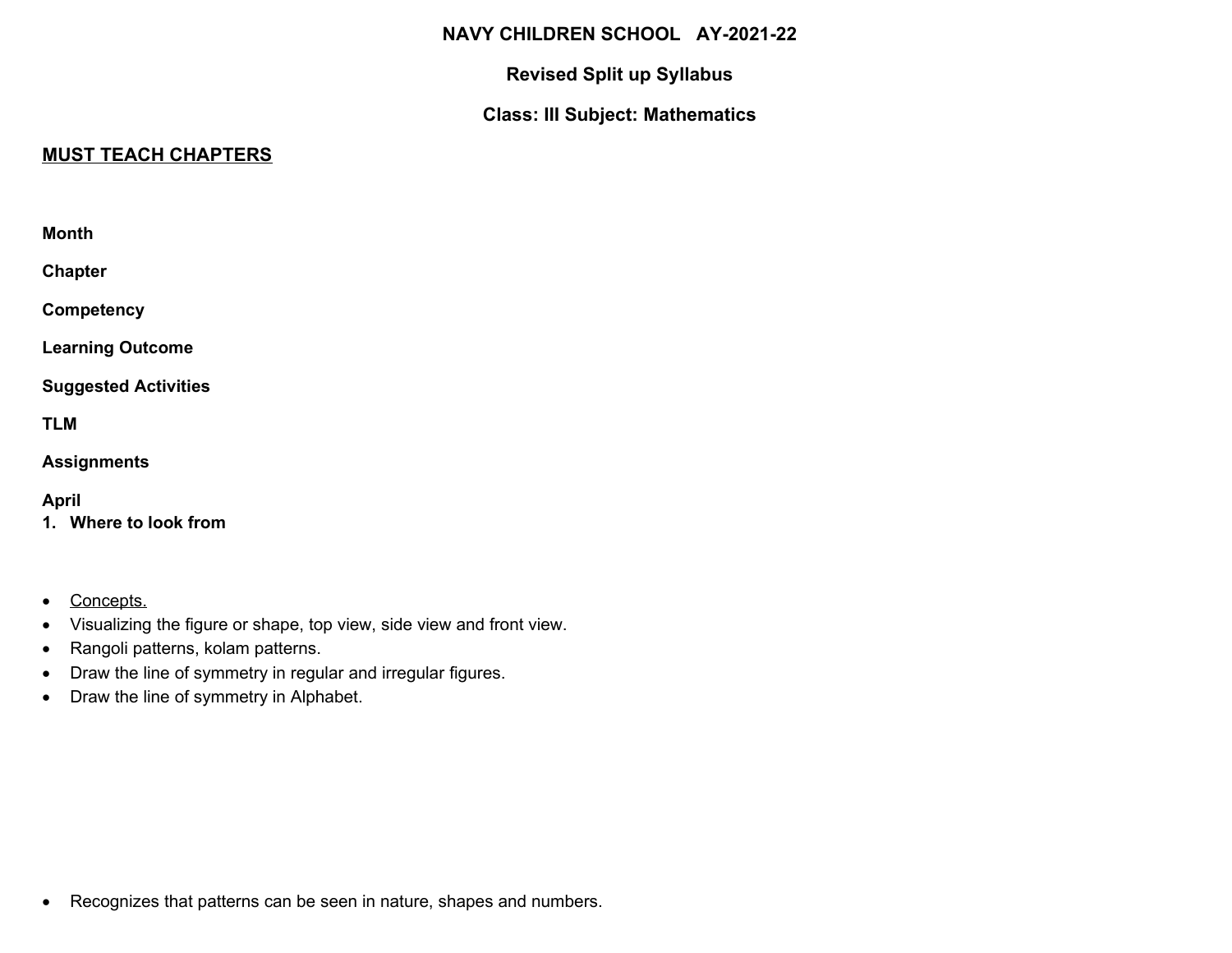**NAVY CHILDREN SCHOOL AY-2021-22**

**Revised Split up Syllabus**

**Class: III Subject: Mathematics**

**MUST TEACH CHAPTERS**

**Month**

**Chapter**

**Competency**

**Learning Outcome**

**Suggested Activities**

**TLM**

**Assignments**

**April**

1. **Where to look from**

- Concepts.
- Visualizing the figure or shape, top view, side view and front view.
- Rangoli patterns, kolam patterns.
- Draw the line of symmetry in regular and irregular figures.
- Draw the line of symmetry in Alphabet.

- Recognizes that patterns can be seen in nature, shapes and numbers.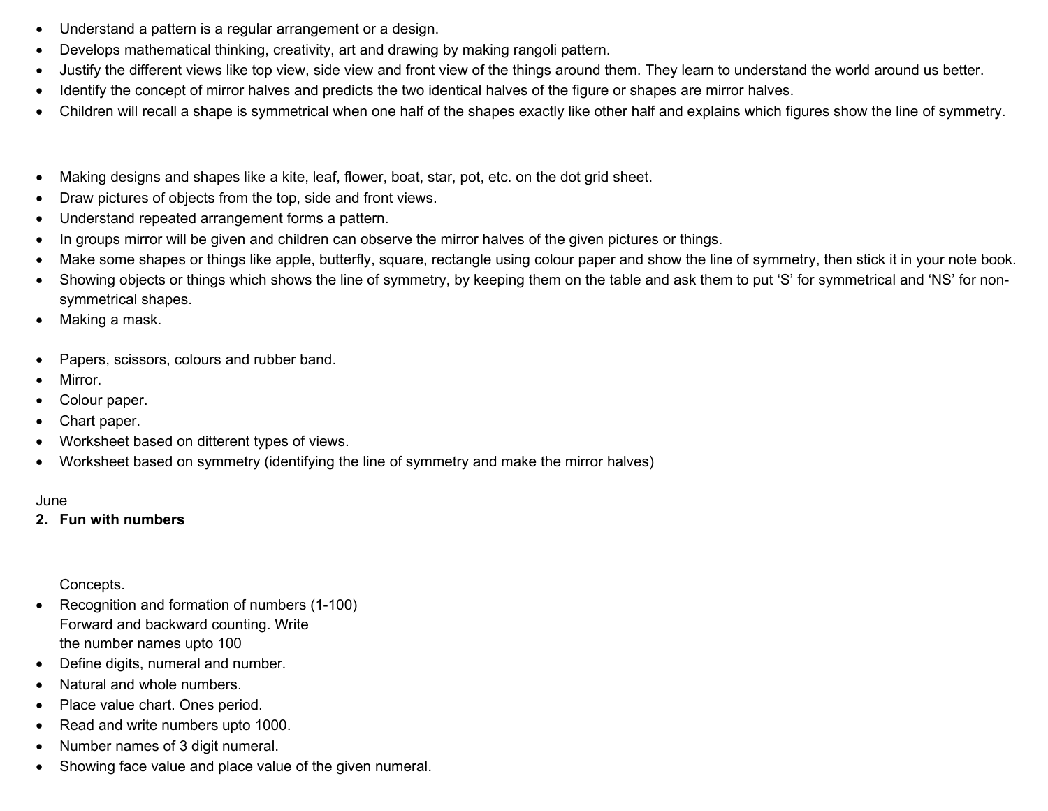- Understand a pattern is a regular arrangement or a design.
- Develops mathematical thinking, creativity, art and drawing by making rangoli pattern.
- Justify the different views like top view, side view and front view of the things around them. They learn to understand the world around us better.
- Identify the concept of mirror halves and predicts the two identical halves of the figure or shapes are mirror halves.
- Children will recall a shape is symmetrical when one half of the shapes exactly like other half and explains which figures show the line of symmetry.

- Making designs and shapes like a kite, leaf, flower, boat, star, pot, etc. on the dot grid sheet.
- Draw pictures of objects from the top, side and front views.
- Understand repeated arrangement forms a pattern.
- In groups mirror will be given and children can observe the mirror halves of the given pictures or things.
- Make some shapes or things like apple, butterfly, square, rectangle using colour paper and show the line of symmetry, then stick it in your note book.
- Showing objects or things which shows the line of symmetry, by keeping them on the table and ask them to put 'S' for symmetrical and 'NS' for non-symmetrical shapes.
- Making a mask.

- Papers, scissors, colours and rubber band.
- Mirror.
- Colour paper.
- Chart paper.
- Worksheet based on ditterent types of views.
- Worksheet based on symmetry (identifying the line of symmetry and make the mirror halves)

June

2. **Fun with numbers**

<u>Concepts.</u>

- Recognition and formation of numbers (1-100)
  Forward and backward counting. Write
  the number names upto 100
- Define digits, numeral and number.
- Natural and whole numbers.
- Place value chart. Ones period.
- Read and write numbers upto 1000.
- Number names of 3 digit numeral.
- Showing face value and place value of the given numeral.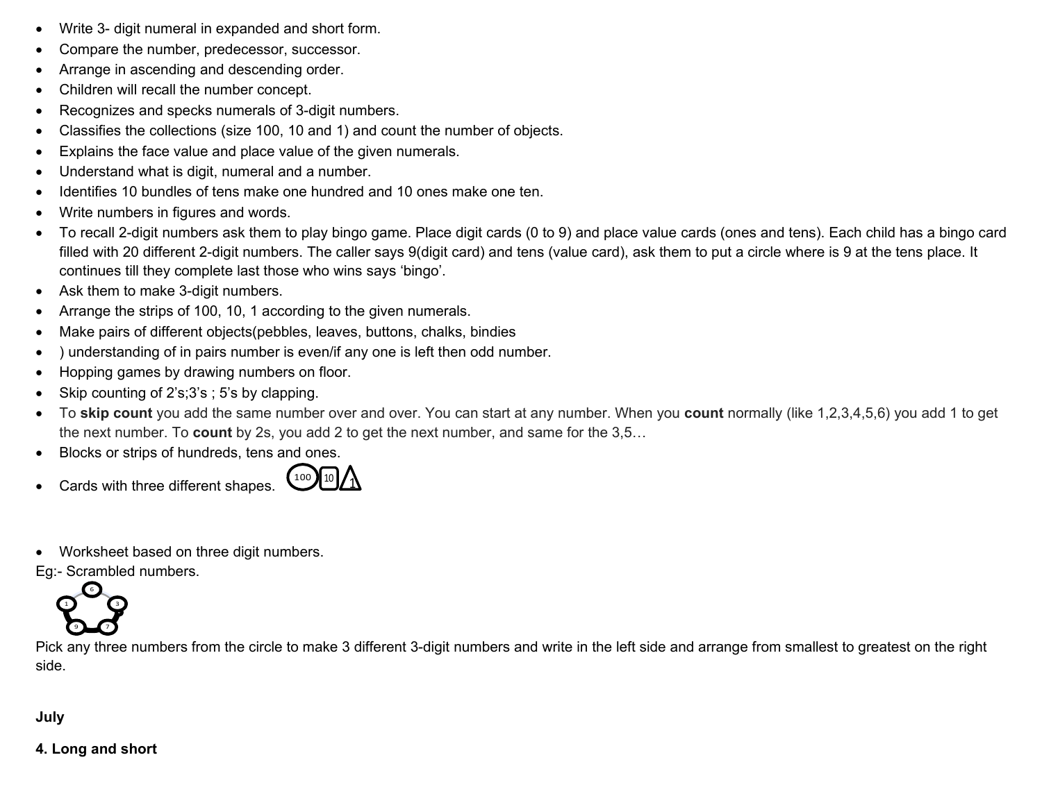- Write 3- digit numeral in expanded and short form.
- Compare the number, predecessor, successor.
- Arrange in ascending and descending order.
- Children will recall the number concept.
- Recognizes and specks numerals of 3-digit numbers.
- Classifies the collections (size 100, 10 and 1) and count the number of objects.
- Explains the face value and place value of the given numerals.
- Understand what is digit, numeral and a number.
- Identifies 10 bundles of tens make one hundred and 10 ones make one ten.
- Write numbers in figures and words.
- To recall 2-digit numbers ask them to play bingo game. Place digit cards (0 to 9) and place value cards (ones and tens). Each child has a bingo card filled with 20 different 2-digit numbers. The caller says 9(digit card) and tens (value card), ask them to put a circle where is 9 at the tens place. It continues till they complete last those who wins says 'bingo'.
- Ask them to make 3-digit numbers.
- Arrange the strips of 100, 10, 1 according to the given numerals.
- Make pairs of different objects(pebbles, leaves, buttons, chalks, bindies
- ) understanding of in pairs number is even/if any one is left then odd number.
- Hopping games by drawing numbers on floor.
- Skip counting of 2's;3's ; 5's by clapping.
- To **skip count** you add the same number over and over. You can start at any number. When you **count** normally (like 1,2,3,4,5,6) you add 1 to get the next number. To **count** by 2s, you add 2 to get the next number, and same for the 3,5…
- Blocks or strips of hundreds, tens and ones.
- Cards with three different shapes. 100 10 1

- Worksheet based on three digit numbers.

Eg:- Scrambled numbers.

6 3 7 9 1

Pick any three numbers from the circle to make 3 different 3-digit numbers and write in the left side and arrange from smallest to greatest on the right side.

**July**

**4. Long and short**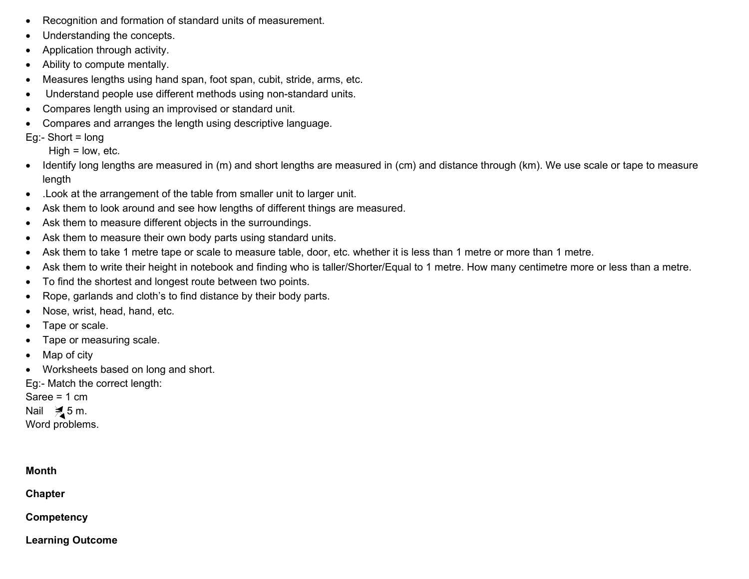- Recognition and formation of standard units of measurement.
- Understanding the concepts.
- Application through activity.
- Ability to compute mentally.
- Measures lengths using hand span, foot span, cubit, stride, arms, etc.
- Understand people use different methods using non-standard units.
- Compares length using an improvised or standard unit.
- Compares and arranges the length using descriptive language.

Eg:- Short = long
High = low, etc.

- Identify long lengths are measured in (m) and short lengths are measured in (cm) and distance through (km). We use scale or tape to measure length
- .Look at the arrangement of the table from smaller unit to larger unit.
- Ask them to look around and see how lengths of different things are measured.
- Ask them to measure different objects in the surroundings.
- Ask them to measure their own body parts using standard units.
- Ask them to take 1 metre tape or scale to measure table, door, etc. whether it is less than 1 metre or more than 1 metre.
- Ask them to write their height in notebook and finding who is taller/Shorter/Equal to 1 metre. How many centimetre more or less than a metre.
- To find the shortest and longest route between two points.
- Rope, garlands and cloth's to find distance by their body parts.
- Nose, wrist, head, hand, etc.
- Tape or scale.
- Tape or measuring scale.
- Map of city
- Worksheets based on long and short.

Eg:- Match the correct length:
Saree = 1 cm
Nail 5 m.
Word problems.

**Month**

**Chapter**

**Competency**

**Learning Outcome**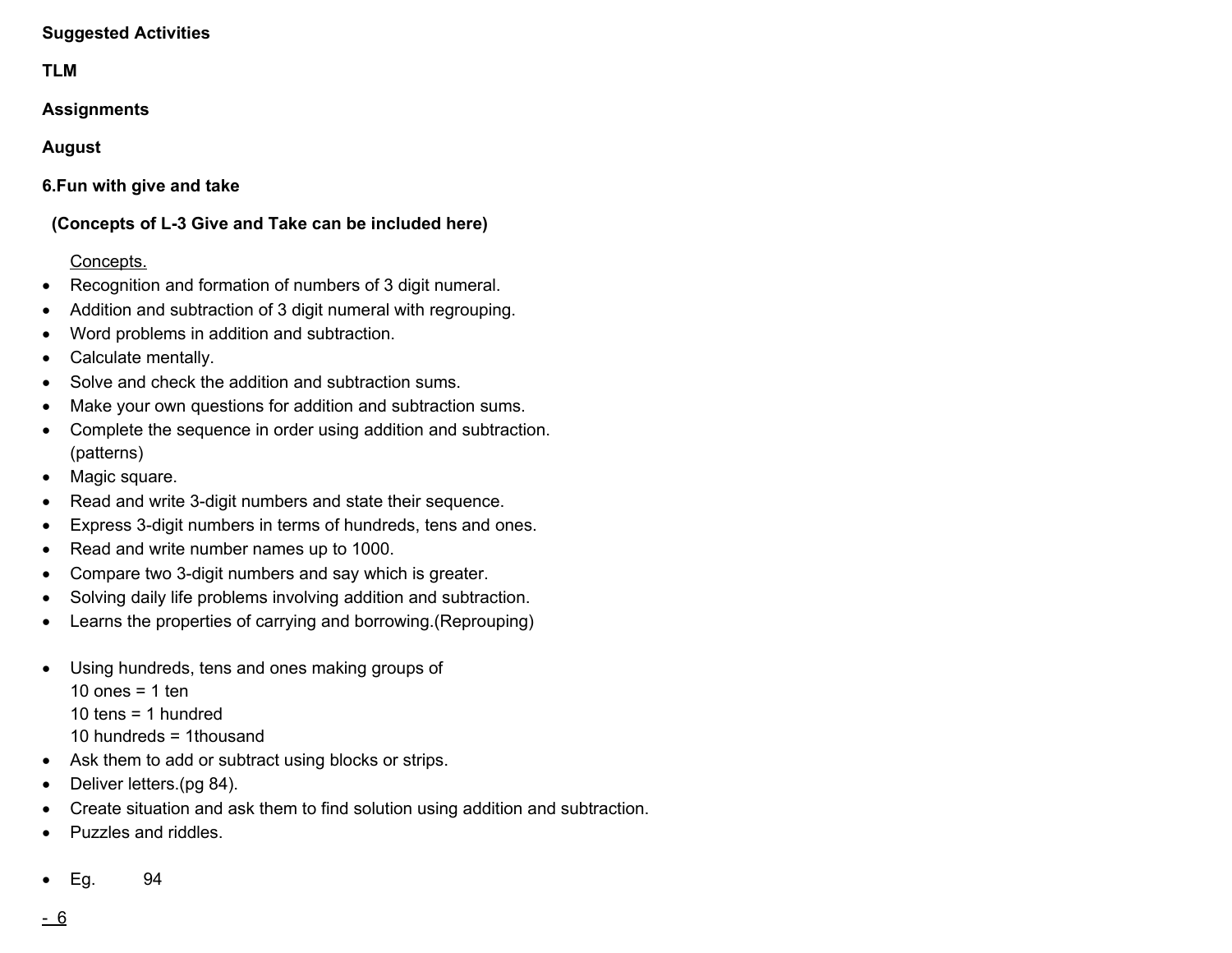**Suggested Activities**

**TLM**

**Assignments**

**August**

**6.Fun with give and take**

**(Concepts of L-3 Give and Take can be included here)**

Concepts.

- Recognition and formation of numbers of 3 digit numeral.
- Addition and subtraction of 3 digit numeral with regrouping.
- Word problems in addition and subtraction.
- Calculate mentally.
- Solve and check the addition and subtraction sums.
- Make your own questions for addition and subtraction sums.
- Complete the sequence in order using addition and subtraction. (patterns)
- Magic square.
- Read and write 3-digit numbers and state their sequence.
- Express 3-digit numbers in terms of hundreds, tens and ones.
- Read and write number names up to 1000.
- Compare two 3-digit numbers and say which is greater.
- Solving daily life problems involving addition and subtraction.
- Learns the properties of carrying and borrowing.(Reprouping)

- Using hundreds, tens and ones making groups of
  10 ones = 1 ten
  10 tens = 1 hundred
  10 hundreds = 1thousand
- Ask them to add or subtract using blocks or strips.
- Deliver letters.(pg 84).
- Create situation and ask them to find solution using addition and subtraction.
- Puzzles and riddles.

- Eg. 94

<u>- 6</u>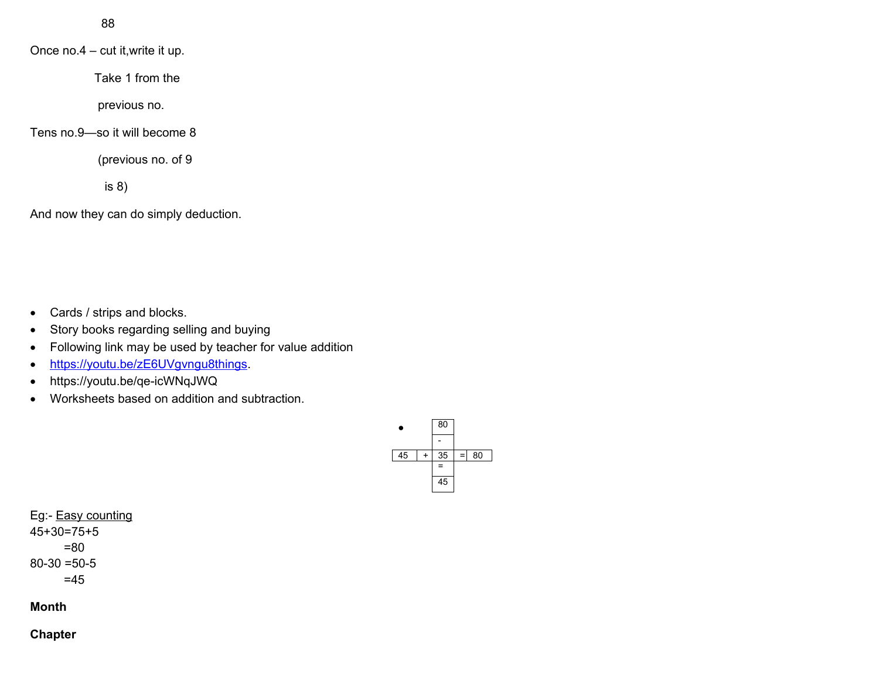88

Once no.4 – cut it,write it up.

Take 1 from the

previous no.

Tens no.9—so it will become 8

(previous no. of 9

is 8)

And now they can do simply deduction.

- Cards / strips and blocks.
- Story books regarding selling and buying
- Following link may be used by teacher for value addition
- [https://youtu.be/zE6UVgvngu8things](https://youtu.be/zE6UVgvngu8things).
- https://youtu.be/qe-icWNqJWQ
- Worksheets based on addition and subtraction.
-

| | | 80 | | |
|---|---|---|---|---|
| | | - | | |
| 45 | + | 35 | = | 80 |
| | | = | | |
| | | 45 | | |

Eg:- <u>Easy counting</u>

45+30=75+5

=80

80-30 =50-5

=45

**Month**

**Chapter**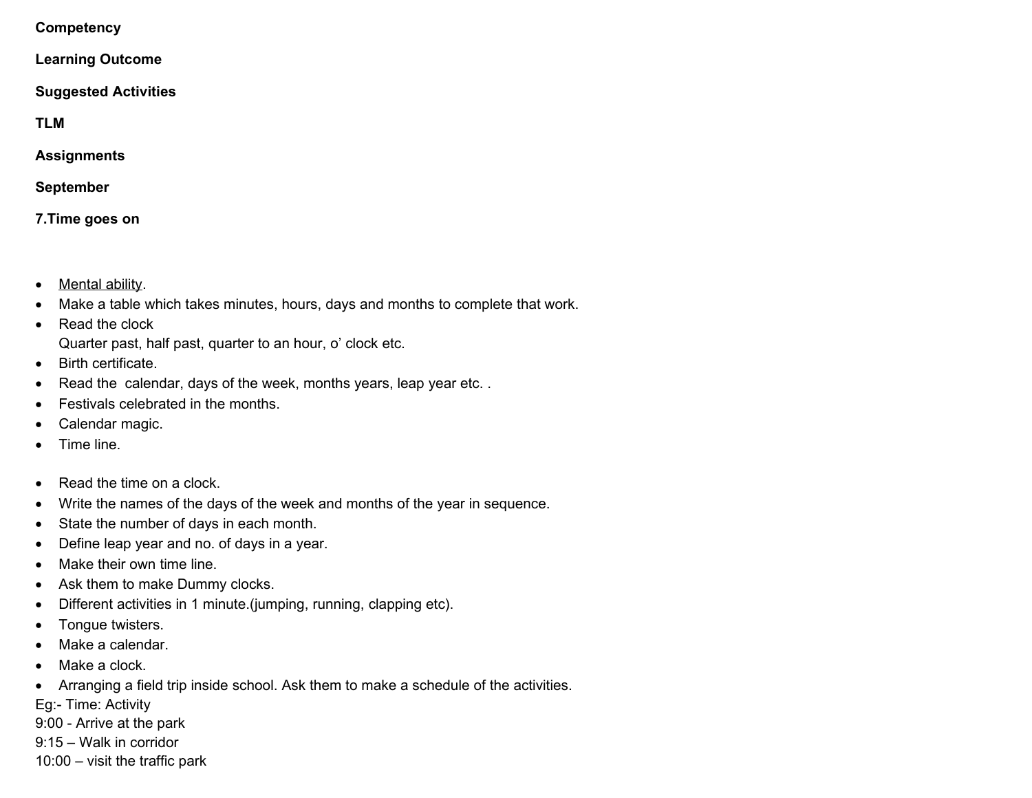**Competency**

**Learning Outcome**

**Suggested Activities**

**TLM**

**Assignments**

**September**

**7.Time goes on**

- <u>Mental ability</u>.
- Make a table which takes minutes, hours, days and months to complete that work.
- Read the clock
  Quarter past, half past, quarter to an hour, o' clock etc.
- Birth certificate.
- Read the  calendar, days of the week, months years, leap year etc. .
- Festivals celebrated in the months.
- Calendar magic.
- Time line.

- Read the time on a clock.
- Write the names of the days of the week and months of the year in sequence.
- State the number of days in each month.
- Define leap year and no. of days in a year.
- Make their own time line.
- Ask them to make Dummy clocks.
- Different activities in 1 minute.(jumping, running, clapping etc).
- Tongue twisters.
- Make a calendar.
- Make a clock.
- Arranging a field trip inside school. Ask them to make a schedule of the activities.

Eg:- Time: Activity
9:00 - Arrive at the park
9:15 – Walk in corridor
10:00 – visit the traffic park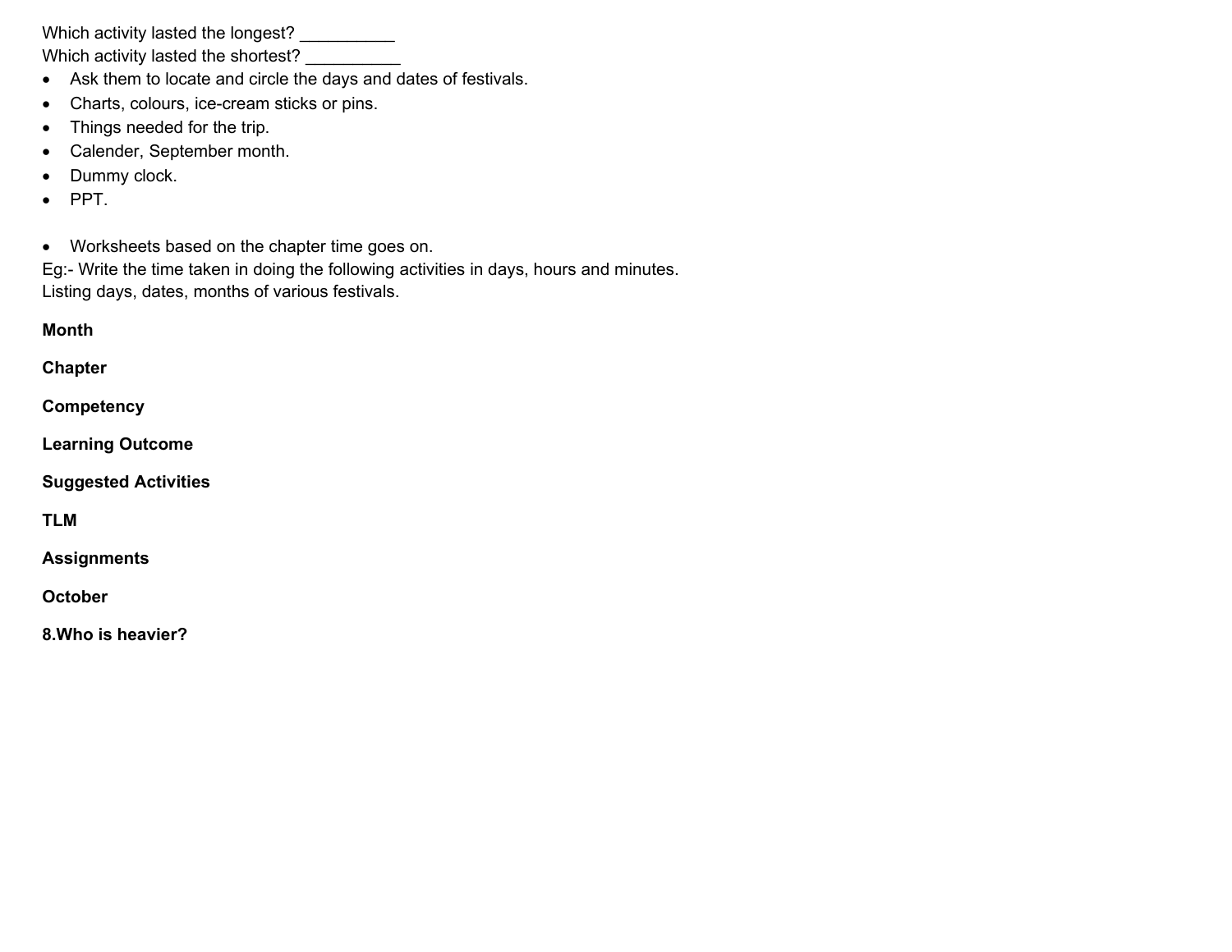Which activity lasted the longest? __________
Which activity lasted the shortest? __________

- Ask them to locate and circle the days and dates of festivals.
- Charts, colours, ice-cream sticks or pins.
- Things needed for the trip.
- Calender, September month.
- Dummy clock.
- PPT.

- Worksheets based on the chapter time goes on.

Eg:- Write the time taken in doing the following activities in days, hours and minutes.
Listing days, dates, months of various festivals.

**Month**

**Chapter**

**Competency**

**Learning Outcome**

**Suggested Activities**

**TLM**

**Assignments**

**October**

**8.Who is heavier?**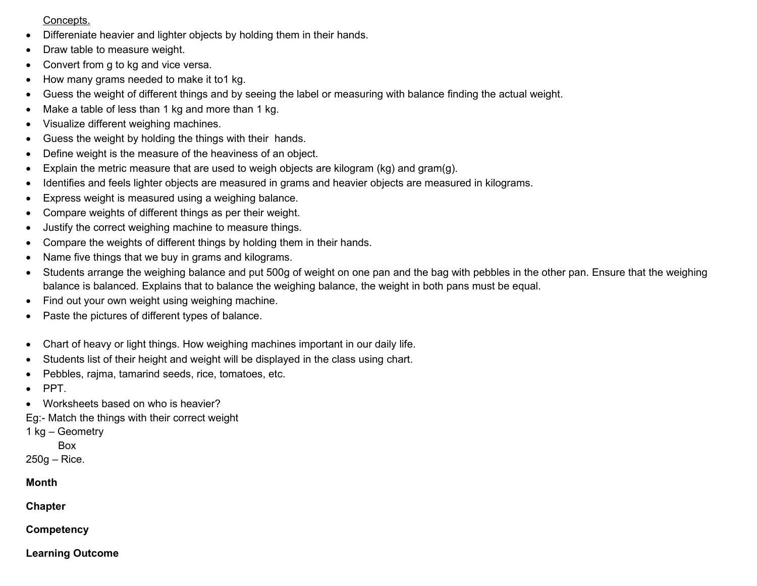Concepts.

- Differeniate heavier and lighter objects by holding them in their hands.
- Draw table to measure weight.
- Convert from g to kg and vice versa.
- How many grams needed to make it to1 kg.
- Guess the weight of different things and by seeing the label or measuring with balance finding the actual weight.
- Make a table of less than 1 kg and more than 1 kg.
- Visualize different weighing machines.
- Guess the weight by holding the things with their hands.
- Define weight is the measure of the heaviness of an object.
- Explain the metric measure that are used to weigh objects are kilogram (kg) and gram(g).
- Identifies and feels lighter objects are measured in grams and heavier objects are measured in kilograms.
- Express weight is measured using a weighing balance.
- Compare weights of different things as per their weight.
- Justify the correct weighing machine to measure things.
- Compare the weights of different things by holding them in their hands.
- Name five things that we buy in grams and kilograms.
- Students arrange the weighing balance and put 500g of weight on one pan and the bag with pebbles in the other pan. Ensure that the weighing balance is balanced. Explains that to balance the weighing balance, the weight in both pans must be equal.
- Find out your own weight using weighing machine.
- Paste the pictures of different types of balance.

- Chart of heavy or light things. How weighing machines important in our daily life.
- Students list of their height and weight will be displayed in the class using chart.
- Pebbles, rajma, tamarind seeds, rice, tomatoes, etc.
- PPT.
- Worksheets based on who is heavier?

Eg:- Match the things with their correct weight

1 kg – Geometry Box

250g – Rice.

**Month**

**Chapter**

**Competency**

**Learning Outcome**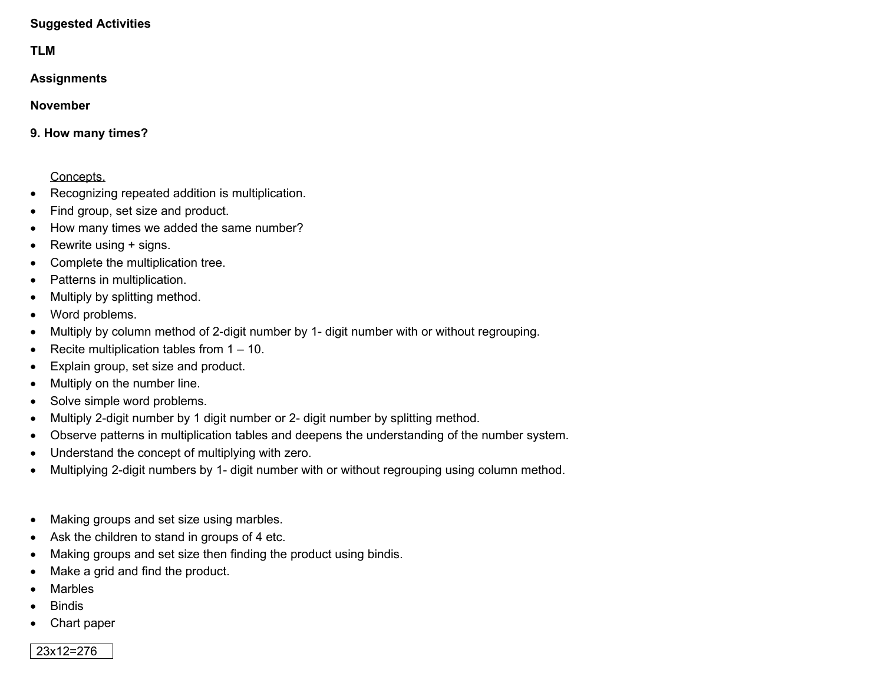**Suggested Activities**

**TLM**

**Assignments**

**November**

**9. How many times?**

Concepts.

- Recognizing repeated addition is multiplication.
- Find group, set size and product.
- How many times we added the same number?
- Rewrite using + signs.
- Complete the multiplication tree.
- Patterns in multiplication.
- Multiply by splitting method.
- Word problems.
- Multiply by column method of 2-digit number by 1- digit number with or without regrouping.
- Recite multiplication tables from 1 – 10.
- Explain group, set size and product.
- Multiply on the number line.
- Solve simple word problems.
- Multiply 2-digit number by 1 digit number or 2- digit number by splitting method.
- Observe patterns in multiplication tables and deepens the understanding of the number system.
- Understand the concept of multiplying with zero.
- Multiplying 2-digit numbers by 1- digit number with or without regrouping using column method.

- Making groups and set size using marbles.
- Ask the children to stand in groups of 4 etc.
- Making groups and set size then finding the product using bindis.
- Make a grid and find the product.
- Marbles
- Bindis
- Chart paper

| 23x12=276 |
| --- |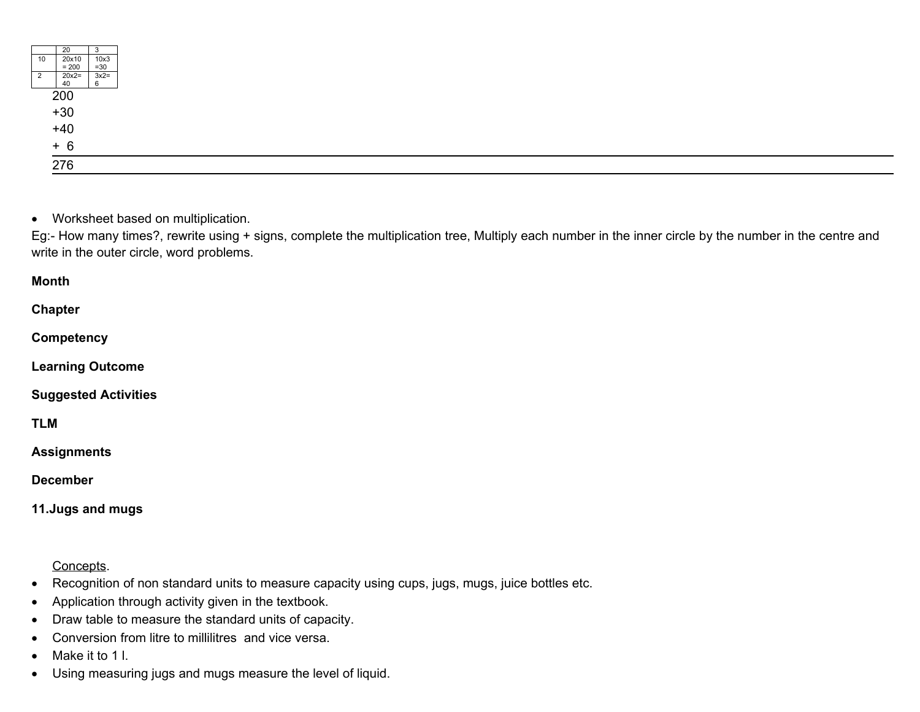| | 20 | 3 |
|---|---|---|
| 10 | 20x10 = 200 | 10x3 =30 |
| 2 | 20x2= 40 | 3x2= 6 |

200
+30
+40
+ 6

---

276

---

- Worksheet based on multiplication.

Eg:- How many times?, rewrite using + signs, complete the multiplication tree, Multiply each number in the inner circle by the number in the centre and write in the outer circle, word problems.

**Month**

**Chapter**

**Competency**

**Learning Outcome**

**Suggested Activities**

**TLM**

**Assignments**

**December**

**11.Jugs and mugs**

Concepts.

- Recognition of non standard units to measure capacity using cups, jugs, mugs, juice bottles etc.
- Application through activity given in the textbook.
- Draw table to measure the standard units of capacity.
- Conversion from litre to millilitres and vice versa.
- Make it to 1 l.
- Using measuring jugs and mugs measure the level of liquid.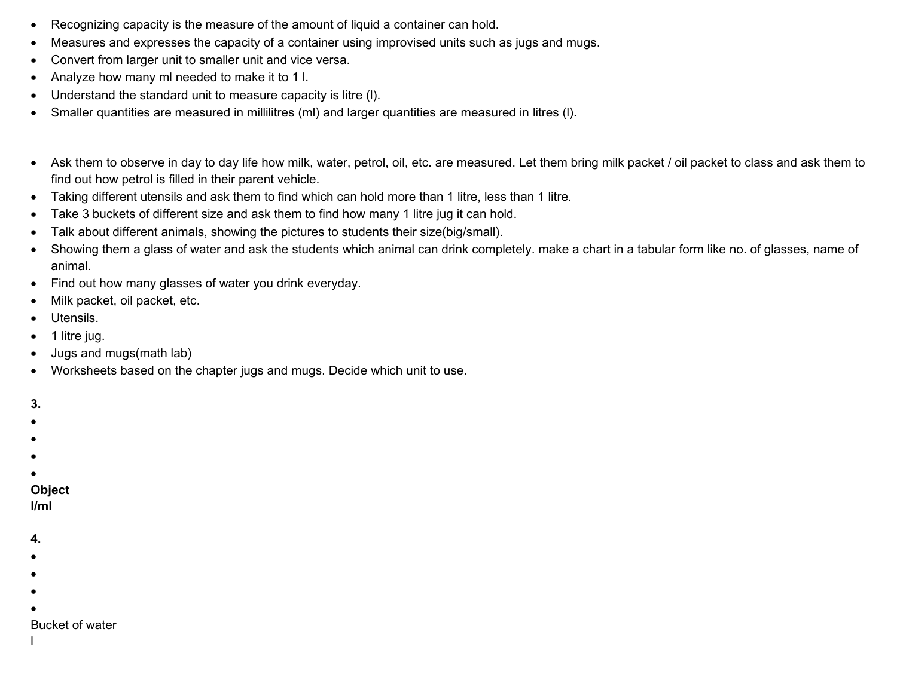- Recognizing capacity is the measure of the amount of liquid a container can hold.
- Measures and expresses the capacity of a container using improvised units such as jugs and mugs.
- Convert from larger unit to smaller unit and vice versa.
- Analyze how many ml needed to make it to 1 l.
- Understand the standard unit to measure capacity is litre (l).
- Smaller quantities are measured in millilitres (ml) and larger quantities are measured in litres (l).

- Ask them to observe in day to day life how milk, water, petrol, oil, etc. are measured. Let them bring milk packet / oil packet to class and ask them to find out how petrol is filled in their parent vehicle.
- Taking different utensils and ask them to find which can hold more than 1 litre, less than 1 litre.
- Take 3 buckets of different size and ask them to find how many 1 litre jug it can hold.
- Talk about different animals, showing the pictures to students their size(big/small).
- Showing them a glass of water and ask the students which animal can drink completely. make a chart in a tabular form like no. of glasses, name of animal.
- Find out how many glasses of water you drink everyday.
- Milk packet, oil packet, etc.
- Utensils.
- 1 litre jug.
- Jugs and mugs(math lab)
- Worksheets based on the chapter jugs and mugs. Decide which unit to use.

**3.**
-
-
-
-

**Object**
**l/ml**

**4.**
-
-
-
-

Bucket of water
l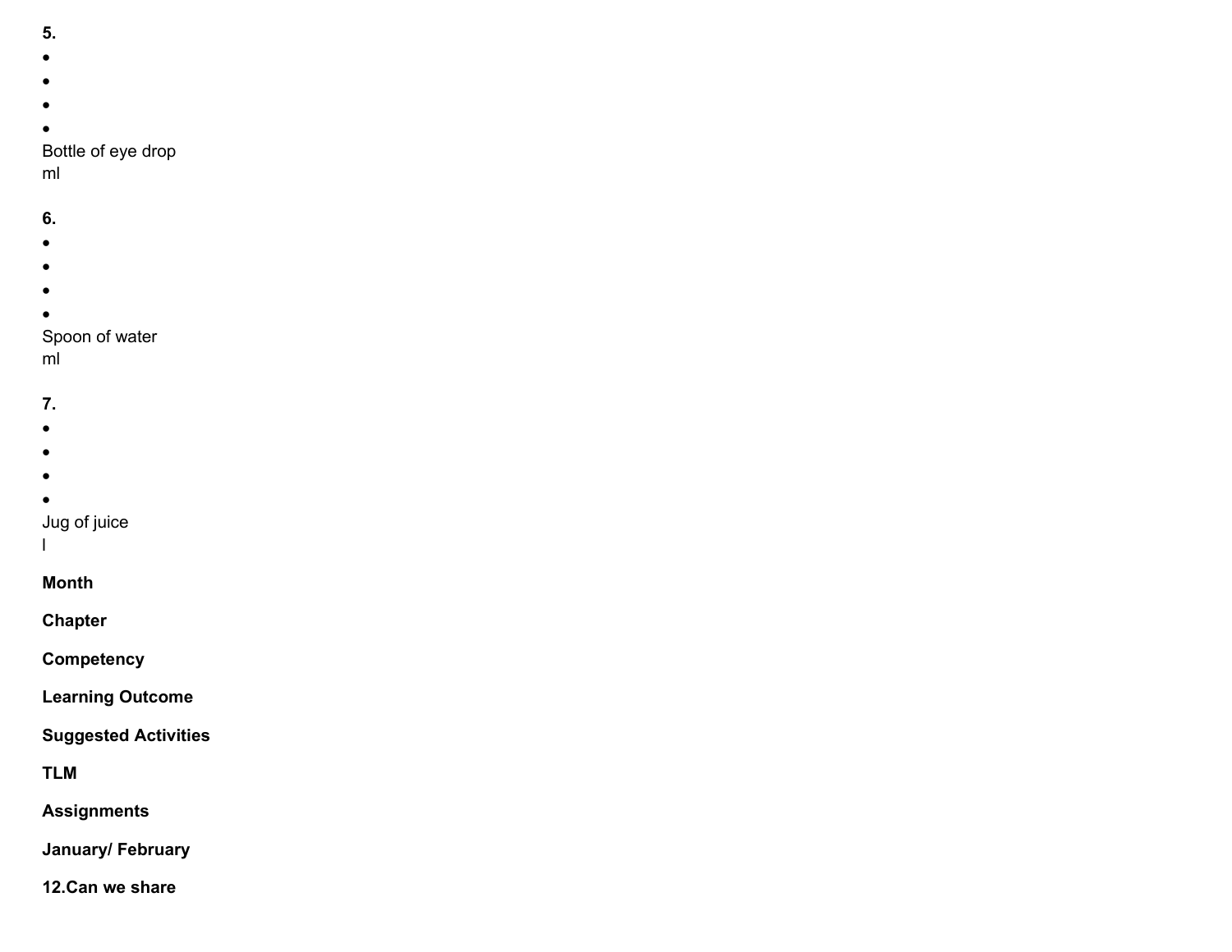**5.**

- 
- 
- 
- 

Bottle of eye drop
ml

**6.**

- 
- 
- 
- 

Spoon of water
ml

**7.**

- 
- 
- 
- 

Jug of juice
l

**Month**

**Chapter**

**Competency**

**Learning Outcome**

**Suggested Activities**

**TLM**

**Assignments**

**January/ February**

**12.Can we share**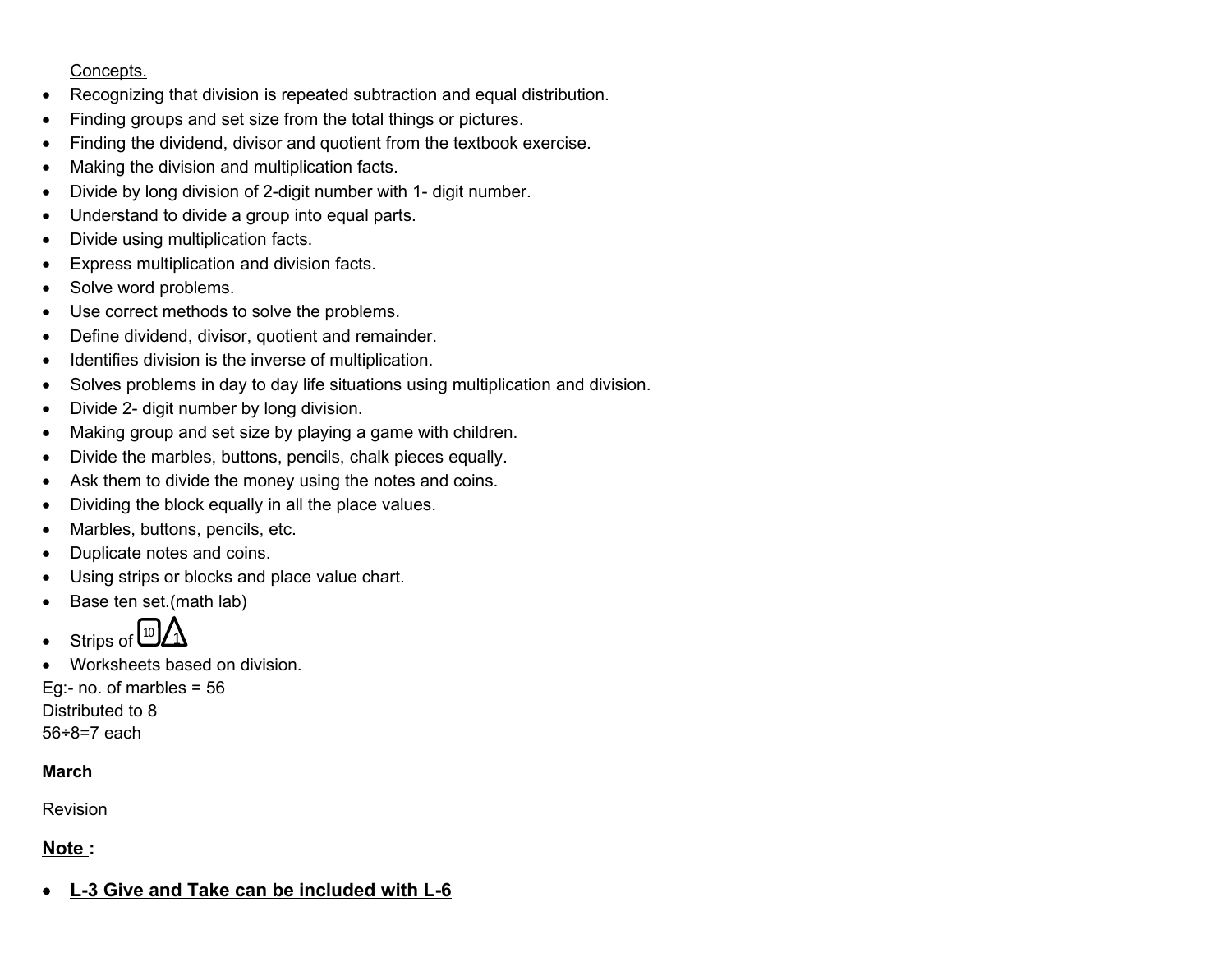<u>Concepts.</u>

- Recognizing that division is repeated subtraction and equal distribution.
- Finding groups and set size from the total things or pictures.
- Finding the dividend, divisor and quotient from the textbook exercise.
- Making the division and multiplication facts.
- Divide by long division of 2-digit number with 1- digit number.
- Understand to divide a group into equal parts.
- Divide using multiplication facts.
- Express multiplication and division facts.
- Solve word problems.
- Use correct methods to solve the problems.
- Define dividend, divisor, quotient and remainder.
- Identifies division is the inverse of multiplication.
- Solves problems in day to day life situations using multiplication and division.
- Divide 2- digit number by long division.
- Making group and set size by playing a game with children.
- Divide the marbles, buttons, pencils, chalk pieces equally.
- Ask them to divide the money using the notes and coins.
- Dividing the block equally in all the place values.
- Marbles, buttons, pencils, etc.
- Duplicate notes and coins.
- Using strips or blocks and place value chart.
- Base ten set.(math lab)
- Strips of 10 1
- Worksheets based on division.

Eg:- no. of marbles = 56
Distributed to 8
56÷8=7 each

**March**

Revision

**<u>Note :</u>**

- **<u>L-3 Give and Take can be included with L-6</u>**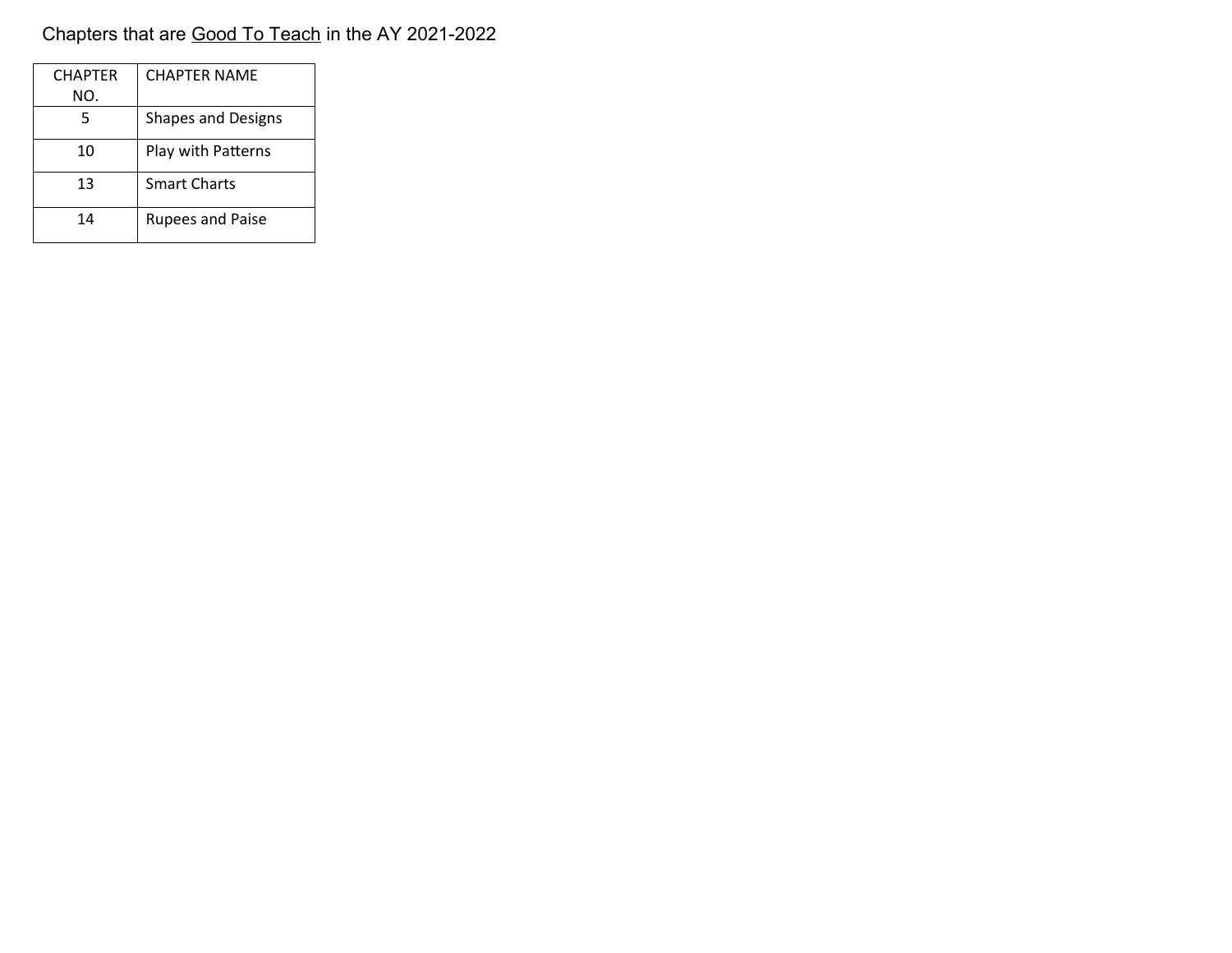Chapters that are Good To Teach in the AY 2021-2022

| CHAPTER NO. | CHAPTER NAME |
| --- | --- |
| 5 | Shapes and Designs |
| 10 | Play with Patterns |
| 13 | Smart Charts |
| 14 | Rupees and Paise |